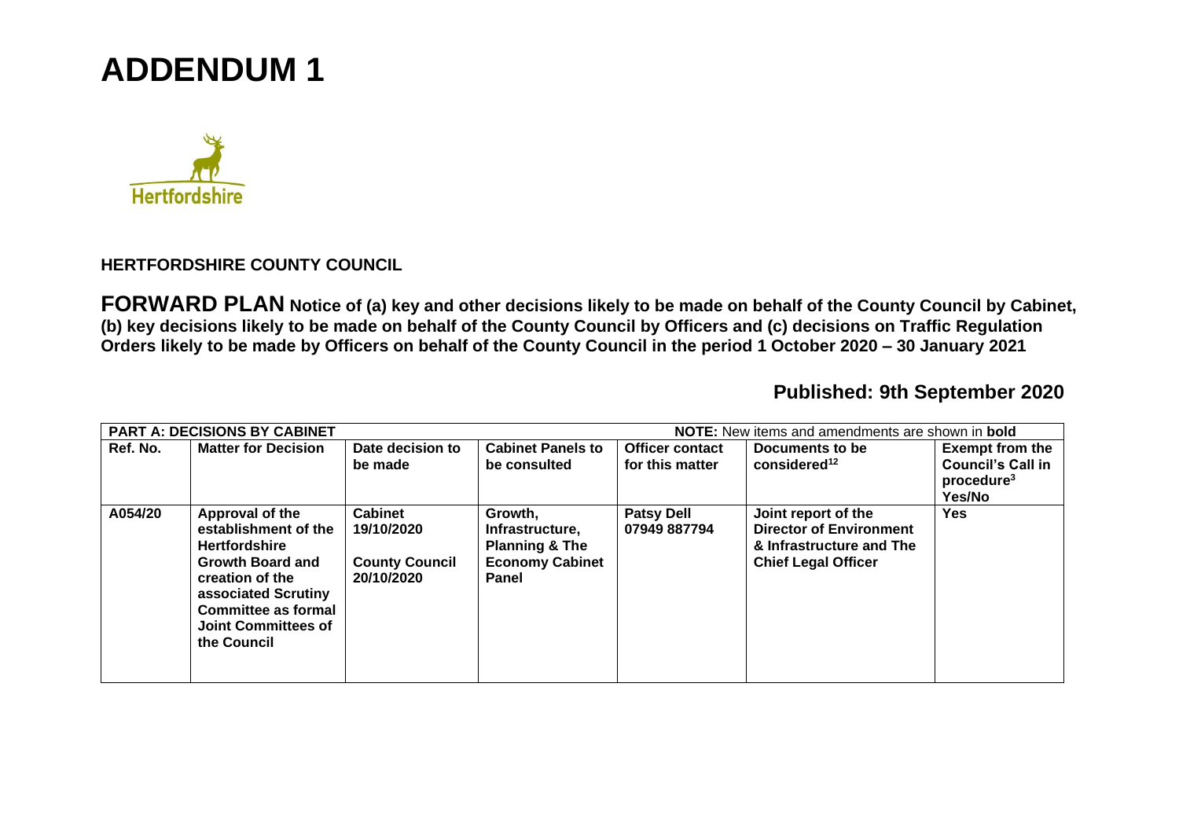# ADDENDUM 1

**HERTFORDSHIRE COUNTY COUNCIL**

**FORWARD PLAN Notice of (a) key and other decisions likely to be made on behalf of the County Council by Cabinet, (b) key decisions likely to be made on behalf of the County Council by Officers and (c) decisions on Traffic Regulation Orders likely to be made by Officers on behalf of the County Council in the period 1 October 2020 – 30 January 2021**

## Published: 9th September 2020

| **PART A: DECISIONS BY CABINET** | | | | **NOTE:** New items and amendments are shown in **bold** | | |
|---|---|---|---|---|---|---|
| **Ref. No.** | **Matter for Decision** | **Date decision to be made** | **Cabinet Panels to be consulted** | **Officer contact for this matter** | **Documents to be considered[12]** | **Exempt from the Council's Call in procedure[3] Yes/No** |
| **A054/20** | **Approval of the establishment of the Hertfordshire Growth Board and creation of the associated Scrutiny Committee as formal Joint Committees of the Council** | **Cabinet 19/10/2020**<br><br>**County Council 20/10/2020** | **Growth, Infrastructure, Planning & The Economy Cabinet Panel** | **Patsy Dell 07949 887794** | **Joint report of the Director of Environment & Infrastructure and The Chief Legal Officer** | **Yes** |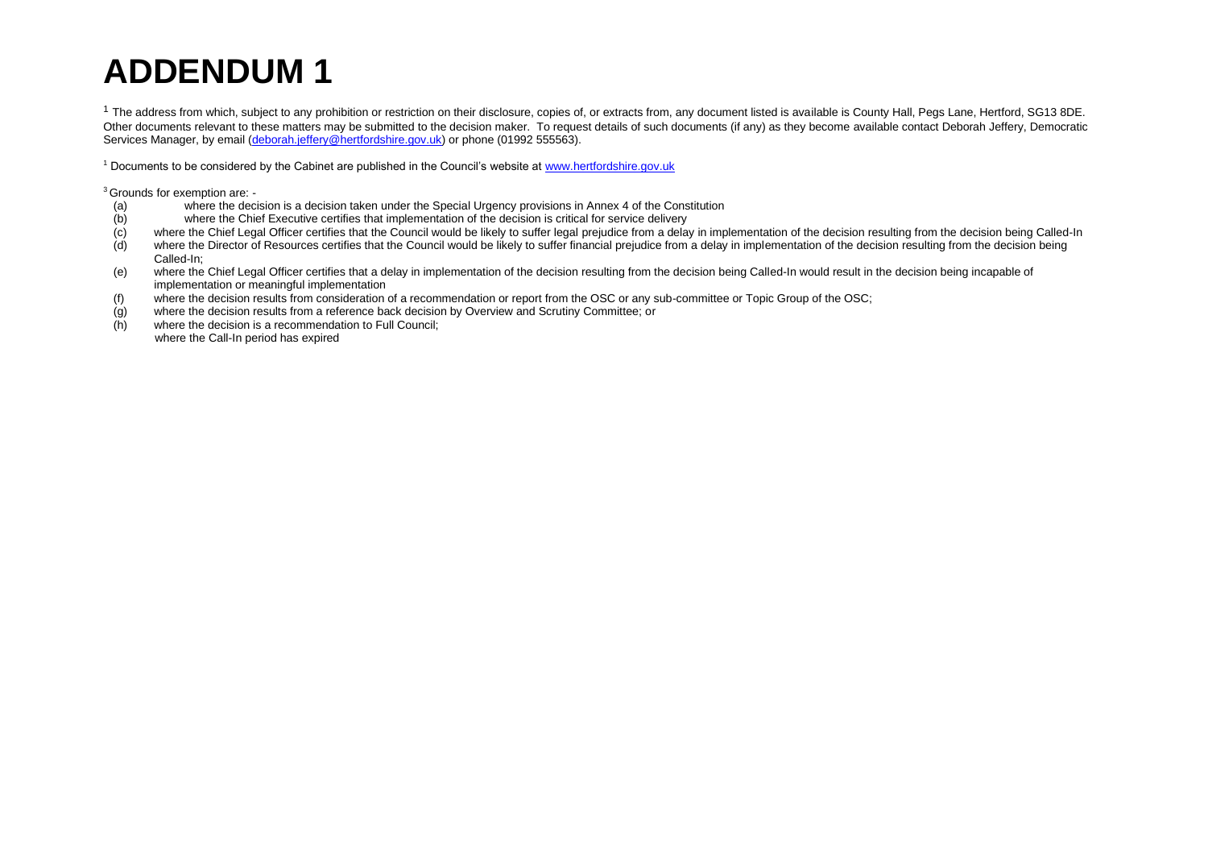# ADDENDUM 1

[1] The address from which, subject to any prohibition or restriction on their disclosure, copies of, or extracts from, any document listed is available is County Hall, Pegs Lane, Hertford, SG13 8DE. Other documents relevant to these matters may be submitted to the decision maker. To request details of such documents (if any) as they become available contact Deborah Jeffery, Democratic Services Manager, by email (deborah.jeffery@hertfordshire.gov.uk) or phone (01992 555563).

[1] Documents to be considered by the Cabinet are published in the Council's website at www.hertfordshire.gov.uk

[3] Grounds for exemption are: -

(a) where the decision is a decision taken under the Special Urgency provisions in Annex 4 of the Constitution
(b) where the Chief Executive certifies that implementation of the decision is critical for service delivery
(c) where the Chief Legal Officer certifies that the Council would be likely to suffer legal prejudice from a delay in implementation of the decision resulting from the decision being Called-In
(d) where the Director of Resources certifies that the Council would be likely to suffer financial prejudice from a delay in implementation of the decision resulting from the decision being Called-In;
(e) where the Chief Legal Officer certifies that a delay in implementation of the decision resulting from the decision being Called-In would result in the decision being incapable of implementation or meaningful implementation
(f) where the decision results from consideration of a recommendation or report from the OSC or any sub-committee or Topic Group of the OSC;
(g) where the decision results from a reference back decision by Overview and Scrutiny Committee; or
(h) where the decision is a recommendation to Full Council;
where the Call-In period has expired